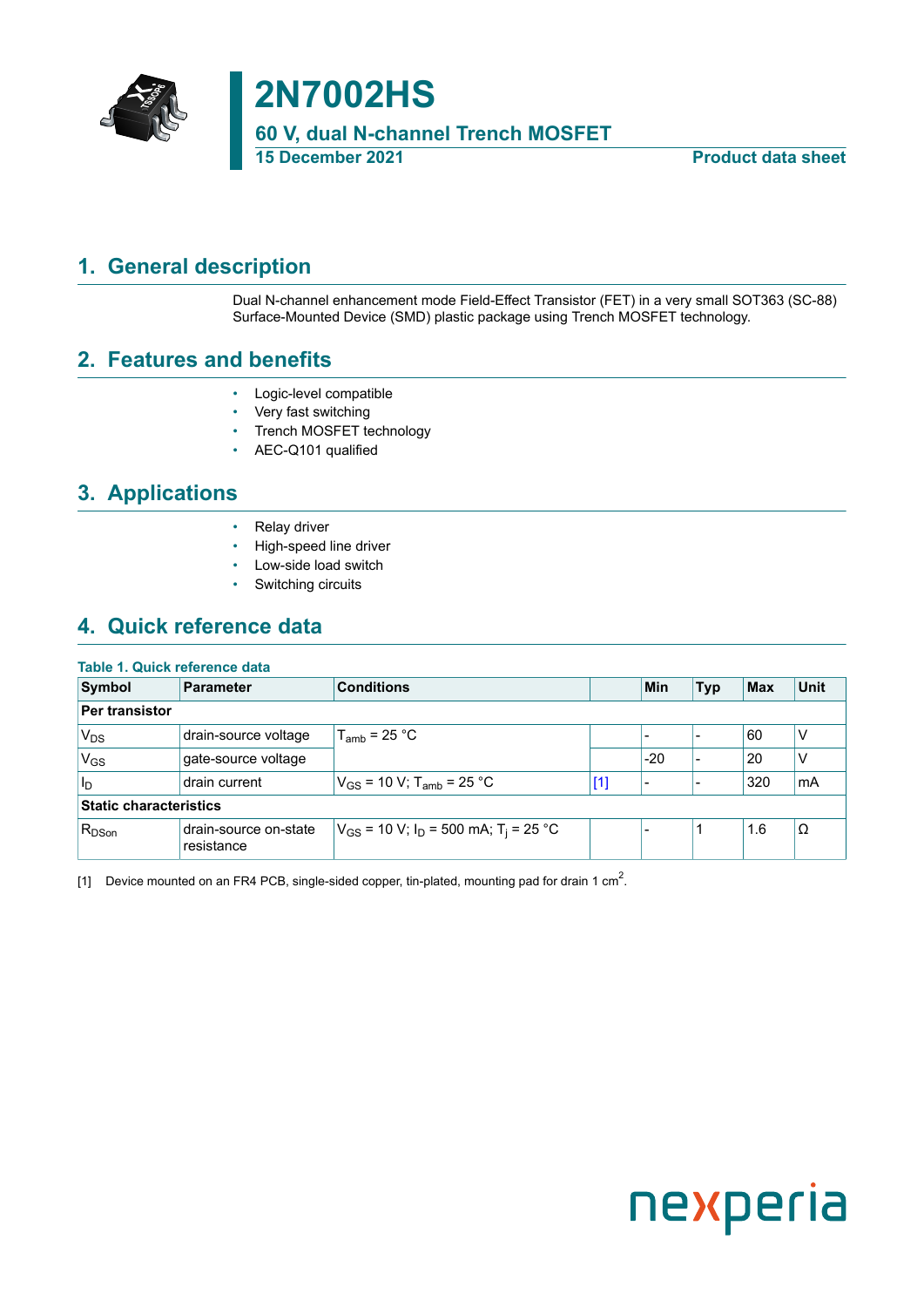# 2N7002HS

## 60 V, dual N-channel Trench MOSFET

15 December 2021 — Product data sheet

## 1. General description

Dual N-channel enhancement mode Field-Effect Transistor (FET) in a very small SOT363 (SC-88) Surface-Mounted Device (SMD) plastic package using Trench MOSFET technology.

## 2. Features and benefits

- Logic-level compatible
- Very fast switching
- Trench MOSFET technology
- AEC-Q101 qualified

## 3. Applications

- Relay driver
- High-speed line driver
- Low-side load switch
- Switching circuits

## 4. Quick reference data

**Table 1. Quick reference data**

| Symbol | Parameter | Conditions | | Min | Typ | Max | Unit |
|---|---|---|---|---|---|---|---|
| **Per transistor** | | | | | | | |
| $V_{DS}$ | drain-source voltage | $T_{amb}$ = 25 °C | | - | - | 60 | V |
| $V_{GS}$ | gate-source voltage | | | -20 | - | 20 | V |
| $I_D$ | drain current | $V_{GS}$ = 10 V; $T_{amb}$ = 25 °C | [1] | - | - | 320 | mA |
| **Static characteristics** | | | | | | | |
| $R_{DSon}$ | drain-source on-state resistance | $V_{GS}$ = 10 V; $I_D$ = 500 mA; $T_j$ = 25 °C | | - | 1 | 1.6 | Ω |

[1] Device mounted on an FR4 PCB, single-sided copper, tin-plated, mounting pad for drain 1 $cm^2$.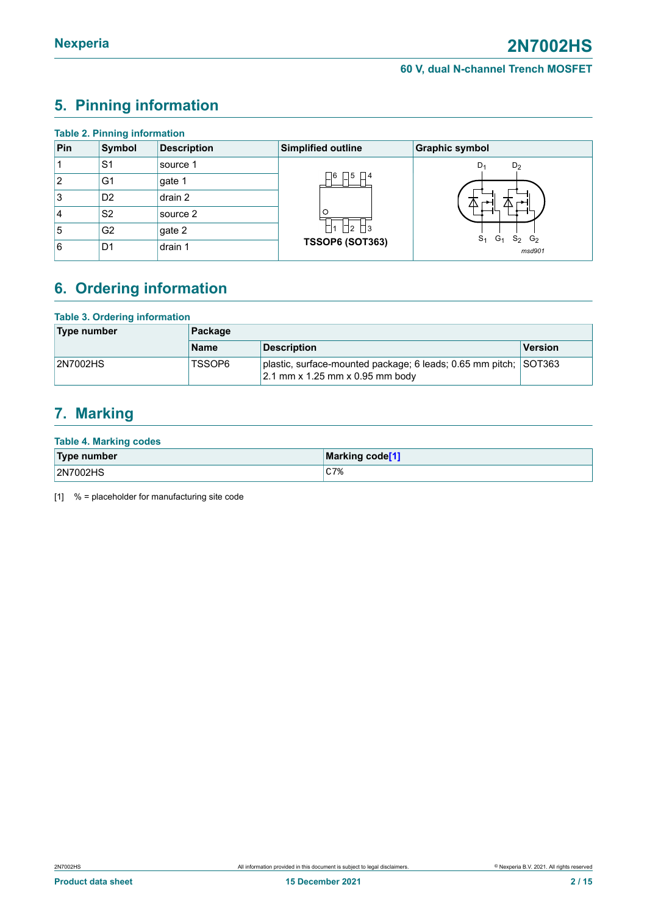## 5. Pinning information

**Table 2. Pinning information**

| Pin | Symbol | Description | Simplified outline | Graphic symbol |
|---|---|---|---|---|
| 1 | S1 | source 1 | TSSOP6 (SOT363) | msd901 |
| 2 | G1 | gate 1 | | |
| 3 | D2 | drain 2 | | |
| 4 | S2 | source 2 | | |
| 5 | G2 | gate 2 | | |
| 6 | D1 | drain 1 | | |

## 6. Ordering information

**Table 3. Ordering information**

| Type number | Package | | |
|---|---|---|---|
| | Name | Description | Version |
| 2N7002HS | TSSOP6 | plastic, surface-mounted package; 6 leads; 0.65 mm pitch; 2.1 mm x 1.25 mm x 0.95 mm body | SOT363 |

## 7. Marking

**Table 4. Marking codes**

| Type number | Marking code[1] |
|---|---|
| 2N7002HS | C7% |

[1] % = placeholder for manufacturing site code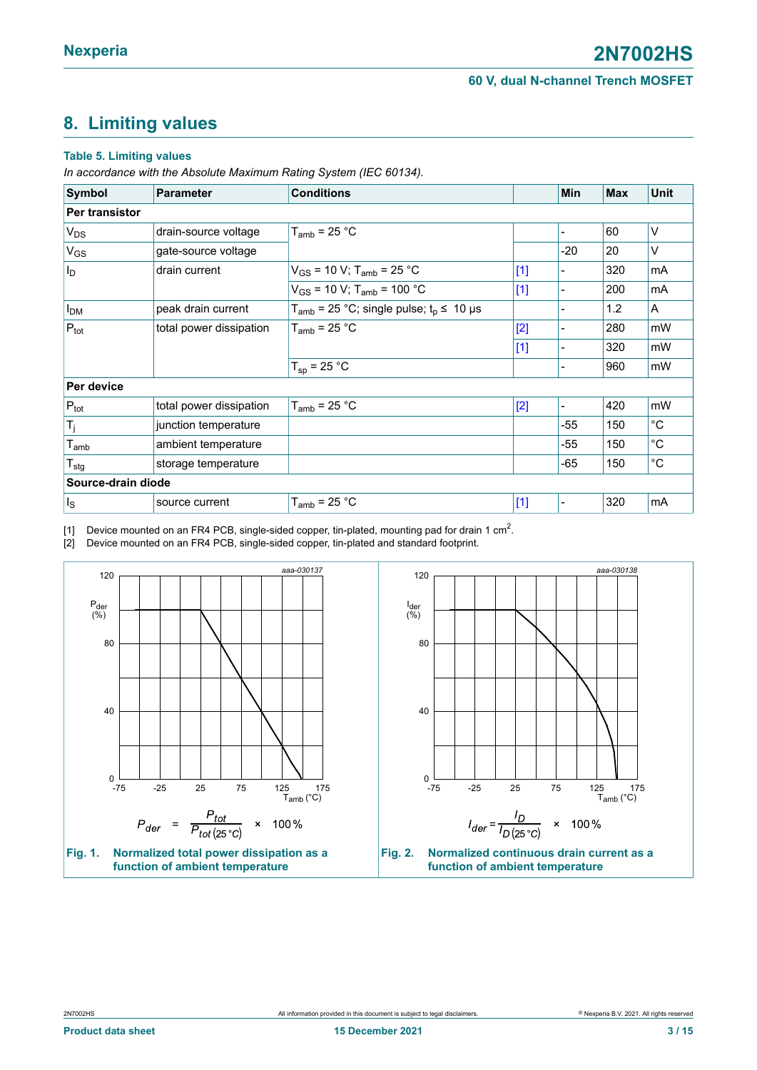## 8. Limiting values

**Table 5. Limiting values**

*In accordance with the Absolute Maximum Rating System (IEC 60134).*

| Symbol | Parameter | Conditions | | Min | Max | Unit |
|---|---|---|---|---|---|---|
| **Per transistor** | | | | | | |
| $V_{DS}$ | drain-source voltage | $T_{amb}$ = 25 °C | | - | 60 | V |
| $V_{GS}$ | gate-source voltage | | | -20 | 20 | V |
| $I_D$ | drain current | $V_{GS}$ = 10 V; $T_{amb}$ = 25 °C | [1] | - | 320 | mA |
| | | $V_{GS}$ = 10 V; $T_{amb}$ = 100 °C | [1] | - | 200 | mA |
| $I_{DM}$ | peak drain current | $T_{amb}$ = 25 °C; single pulse; $t_p \leq$ 10 µs | | - | 1.2 | A |
| $P_{tot}$ | total power dissipation | $T_{amb}$ = 25 °C | [2] | - | 280 | mW |
| | | | [1] | - | 320 | mW |
| | | $T_{sp}$ = 25 °C | | - | 960 | mW |
| **Per device** | | | | | | |
| $P_{tot}$ | total power dissipation | $T_{amb}$ = 25 °C | [2] | - | 420 | mW |
| $T_j$ | junction temperature | | | -55 | 150 | °C |
| $T_{amb}$ | ambient temperature | | | -55 | 150 | °C |
| $T_{stg}$ | storage temperature | | | -65 | 150 | °C |
| **Source-drain diode** | | | | | | |
| $I_S$ | source current | $T_{amb}$ = 25 °C | [1] | - | 320 | mA |

[1] Device mounted on an FR4 PCB, single-sided copper, tin-plated, mounting pad for drain 1 cm$^2$.

[2] Device mounted on an FR4 PCB, single-sided copper, tin-plated and standard footprint.

$$P_{der} = \frac{P_{tot}}{P_{tot(25\,°C)}} \times 100\,\%$$

**Fig. 1. Normalized total power dissipation as a function of ambient temperature**

$$I_{der} = \frac{I_D}{I_{D(25\,°C)}} \times 100\,\%$$

**Fig. 2. Normalized continuous drain current as a function of ambient temperature**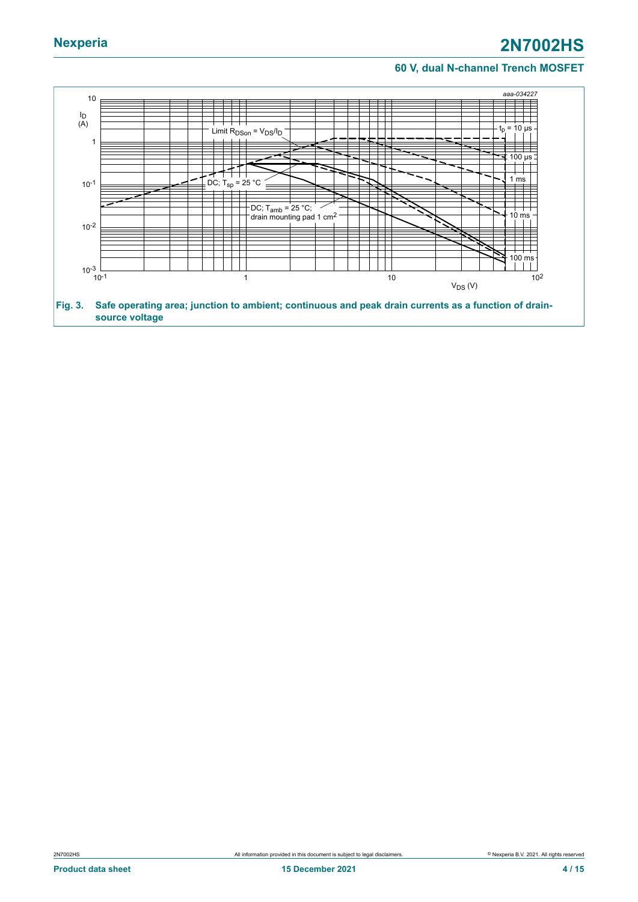Fig. 3. Safe operating area; junction to ambient; continuous and peak drain currents as a function of drain-source voltage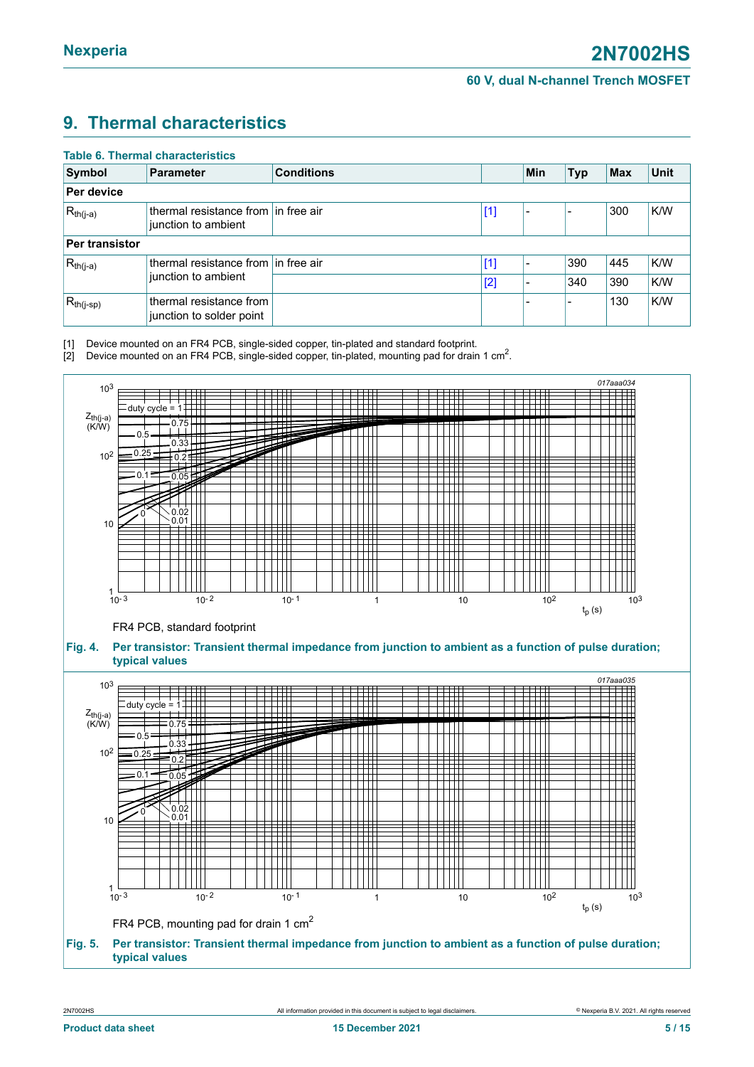## 9. Thermal characteristics

**Table 6. Thermal characteristics**

| Symbol | Parameter | Conditions | | Min | Typ | Max | Unit |
|---|---|---|---|---|---|---|---|
| **Per device** | | | | | | | |
| $R_{th(j-a)}$ | thermal resistance from junction to ambient | in free air | [1] | - | - | 300 | K/W |
| **Per transistor** | | | | | | | |
| $R_{th(j-a)}$ | thermal resistance from junction to ambient | in free air | [1] | - | 390 | 445 | K/W |
| | | | [2] | - | 340 | 390 | K/W |
| $R_{th(j-sp)}$ | thermal resistance from junction to solder point | | | - | - | 130 | K/W |

[1] Device mounted on an FR4 PCB, single-sided copper, tin-plated and standard footprint.
[2] Device mounted on an FR4 PCB, single-sided copper, tin-plated, mounting pad for drain 1 $cm^2$.

FR4 PCB, standard footprint

**Fig. 4. Per transistor: Transient thermal impedance from junction to ambient as a function of pulse duration; typical values**

FR4 PCB, mounting pad for drain 1 $cm^2$

**Fig. 5. Per transistor: Transient thermal impedance from junction to ambient as a function of pulse duration; typical values**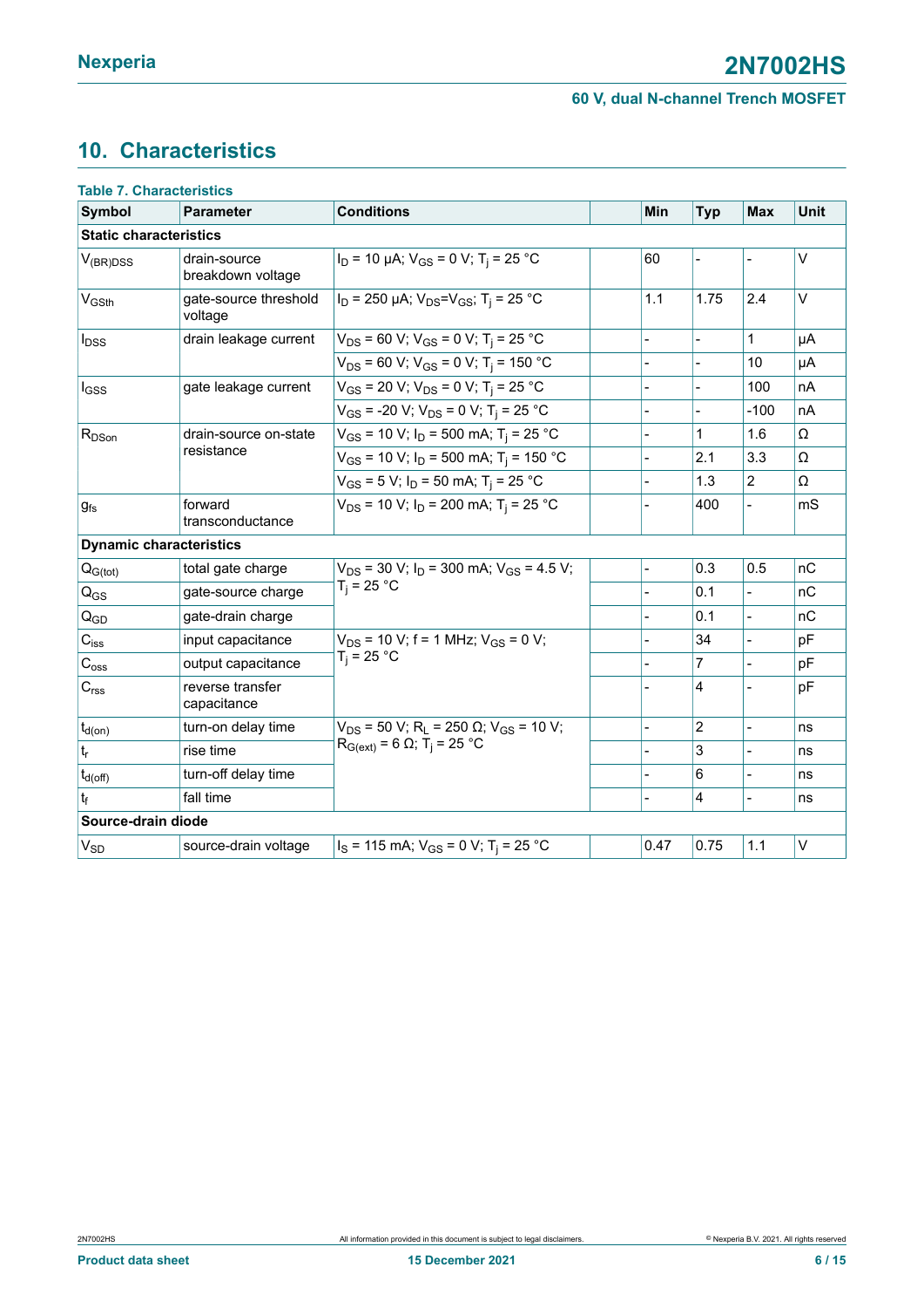## 10. Characteristics

**Table 7. Characteristics**

| Symbol | Parameter | Conditions | | Min | Typ | Max | Unit |
|---|---|---|---|---|---|---|---|
| **Static characteristics** | | | | | | | |
| $V_{(BR)DSS}$ | drain-source breakdown voltage | $I_D$ = 10 μA; $V_{GS}$ = 0 V; $T_j$ = 25 °C | | 60 | - | - | V |
| $V_{GSth}$ | gate-source threshold voltage | $I_D$ = 250 μA; $V_{DS}$=$V_{GS}$; $T_j$ = 25 °C | | 1.1 | 1.75 | 2.4 | V |
| $I_{DSS}$ | drain leakage current | $V_{DS}$ = 60 V; $V_{GS}$ = 0 V; $T_j$ = 25 °C | | - | - | 1 | μA |
| | | $V_{DS}$ = 60 V; $V_{GS}$ = 0 V; $T_j$ = 150 °C | | - | - | 10 | μA |
| $I_{GSS}$ | gate leakage current | $V_{GS}$ = 20 V; $V_{DS}$ = 0 V; $T_j$ = 25 °C | | - | - | 100 | nA |
| | | $V_{GS}$ = -20 V; $V_{DS}$ = 0 V; $T_j$ = 25 °C | | - | - | -100 | nA |
| $R_{DSon}$ | drain-source on-state resistance | $V_{GS}$ = 10 V; $I_D$ = 500 mA; $T_j$ = 25 °C | | - | 1 | 1.6 | Ω |
| | | $V_{GS}$ = 10 V; $I_D$ = 500 mA; $T_j$ = 150 °C | | - | 2.1 | 3.3 | Ω |
| | | $V_{GS}$ = 5 V; $I_D$ = 50 mA; $T_j$ = 25 °C | | - | 1.3 | 2 | Ω |
| $g_{fs}$ | forward transconductance | $V_{DS}$ = 10 V; $I_D$ = 200 mA; $T_j$ = 25 °C | | - | 400 | - | mS |
| **Dynamic characteristics** | | | | | | | |
| $Q_{G(tot)}$ | total gate charge | $V_{DS}$ = 30 V; $I_D$ = 300 mA; $V_{GS}$ = 4.5 V; $T_j$ = 25 °C | | - | 0.3 | 0.5 | nC |
| $Q_{GS}$ | gate-source charge | | | - | 0.1 | - | nC |
| $Q_{GD}$ | gate-drain charge | | | - | 0.1 | - | nC |
| $C_{iss}$ | input capacitance | $V_{DS}$ = 10 V; f = 1 MHz; $V_{GS}$ = 0 V; $T_j$ = 25 °C | | - | 34 | - | pF |
| $C_{oss}$ | output capacitance | | | - | 7 | - | pF |
| $C_{rss}$ | reverse transfer capacitance | | | - | 4 | - | pF |
| $t_{d(on)}$ | turn-on delay time | $V_{DS}$ = 50 V; $R_L$ = 250 Ω; $V_{GS}$ = 10 V; $R_{G(ext)}$ = 6 Ω; $T_j$ = 25 °C | | - | 2 | - | ns |
| $t_r$ | rise time | | | - | 3 | - | ns |
| $t_{d(off)}$ | turn-off delay time | | | - | 6 | - | ns |
| $t_f$ | fall time | | | - | 4 | - | ns |
| **Source-drain diode** | | | | | | | |
| $V_{SD}$ | source-drain voltage | $I_S$ = 115 mA; $V_{GS}$ = 0 V; $T_j$ = 25 °C | | 0.47 | 0.75 | 1.1 | V |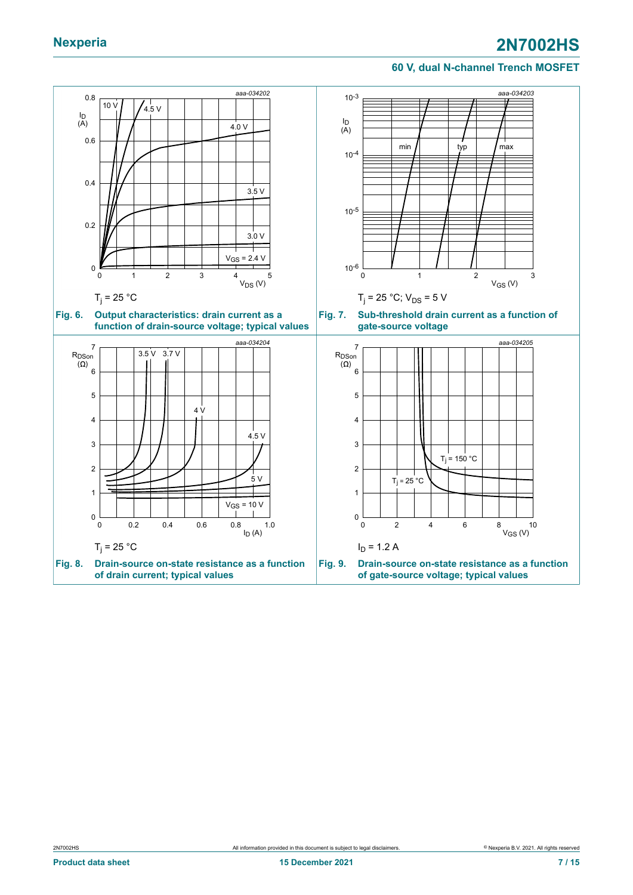aaa-034202

$T_j$ = 25 °C

**Fig. 6. Output characteristics: drain current as a function of drain-source voltage; typical values**

aaa-034203

$T_j$ = 25 °C; $V_{DS}$ = 5 V

**Fig. 7. Sub-threshold drain current as a function of gate-source voltage**

aaa-034204

$T_j$ = 25 °C

**Fig. 8. Drain-source on-state resistance as a function of drain current; typical values**

aaa-034205

$I_D$ = 1.2 A

**Fig. 9. Drain-source on-state resistance as a function of gate-source voltage; typical values**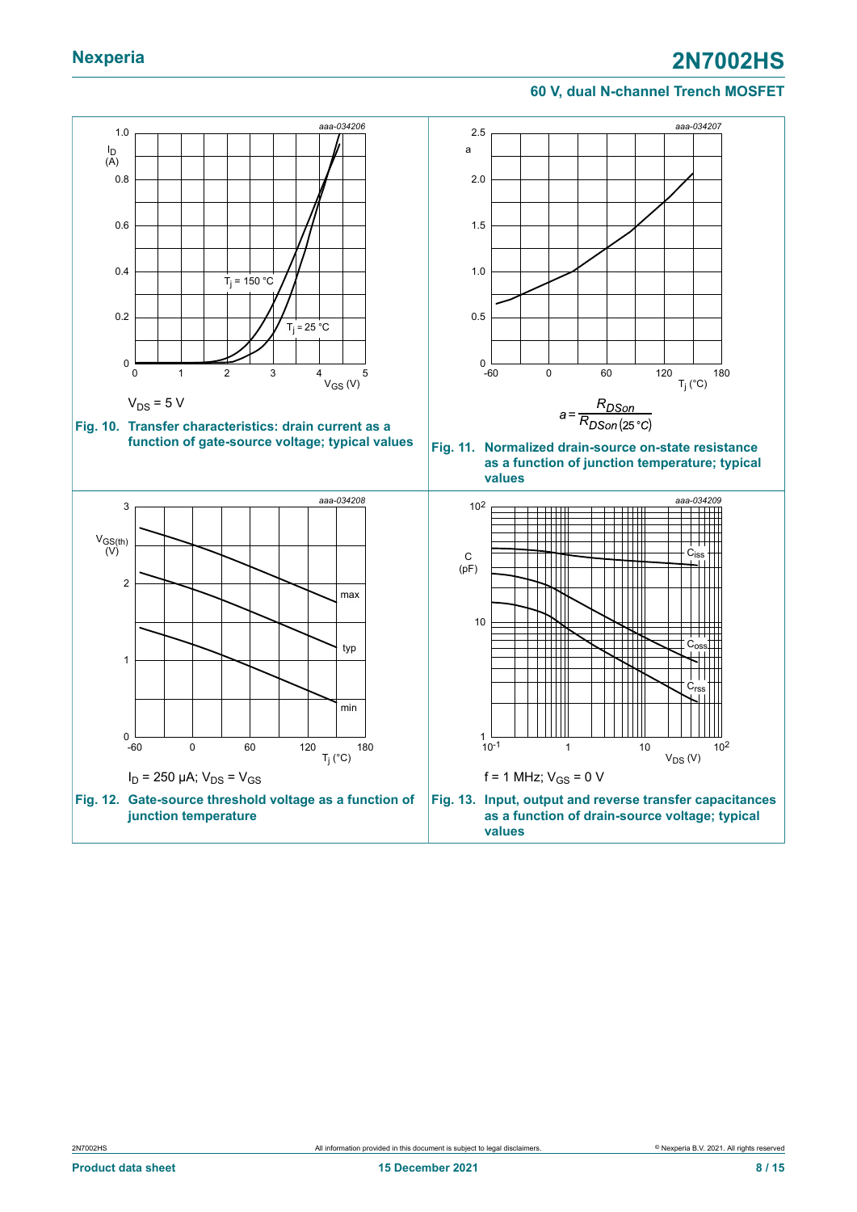$V_{DS}$ = 5 V

**Fig. 10. Transfer characteristics: drain current as a function of gate-source voltage; typical values**

$$a = \frac{R_{DSon}}{R_{DSon(25\,°C)}}$$

**Fig. 11. Normalized drain-source on-state resistance as a function of junction temperature; typical values**

$I_D$ = 250 µA; $V_{DS}$ = $V_{GS}$

**Fig. 12. Gate-source threshold voltage as a function of junction temperature**

f = 1 MHz; $V_{GS}$ = 0 V

**Fig. 13. Input, output and reverse transfer capacitances as a function of drain-source voltage; typical values**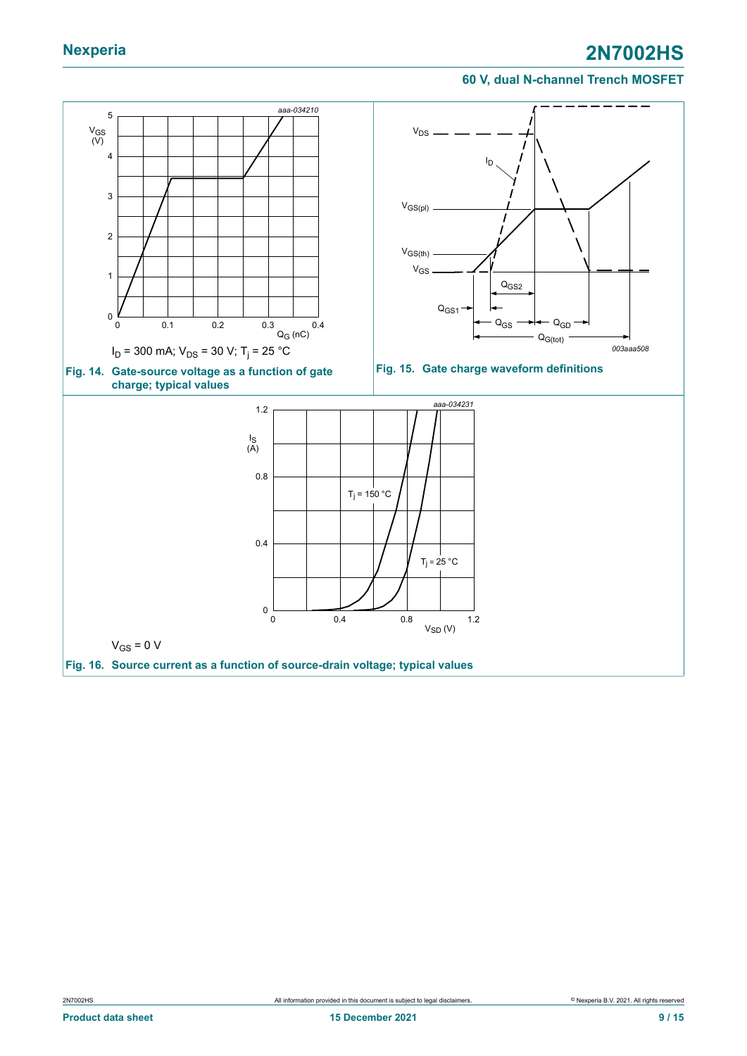$I_D$ = 300 mA; $V_{DS}$ = 30 V; $T_j$ = 25 °C

**Fig. 14. Gate-source voltage as a function of gate charge; typical values**

**Fig. 15. Gate charge waveform definitions**

$V_{GS}$ = 0 V

**Fig. 16. Source current as a function of source-drain voltage; typical values**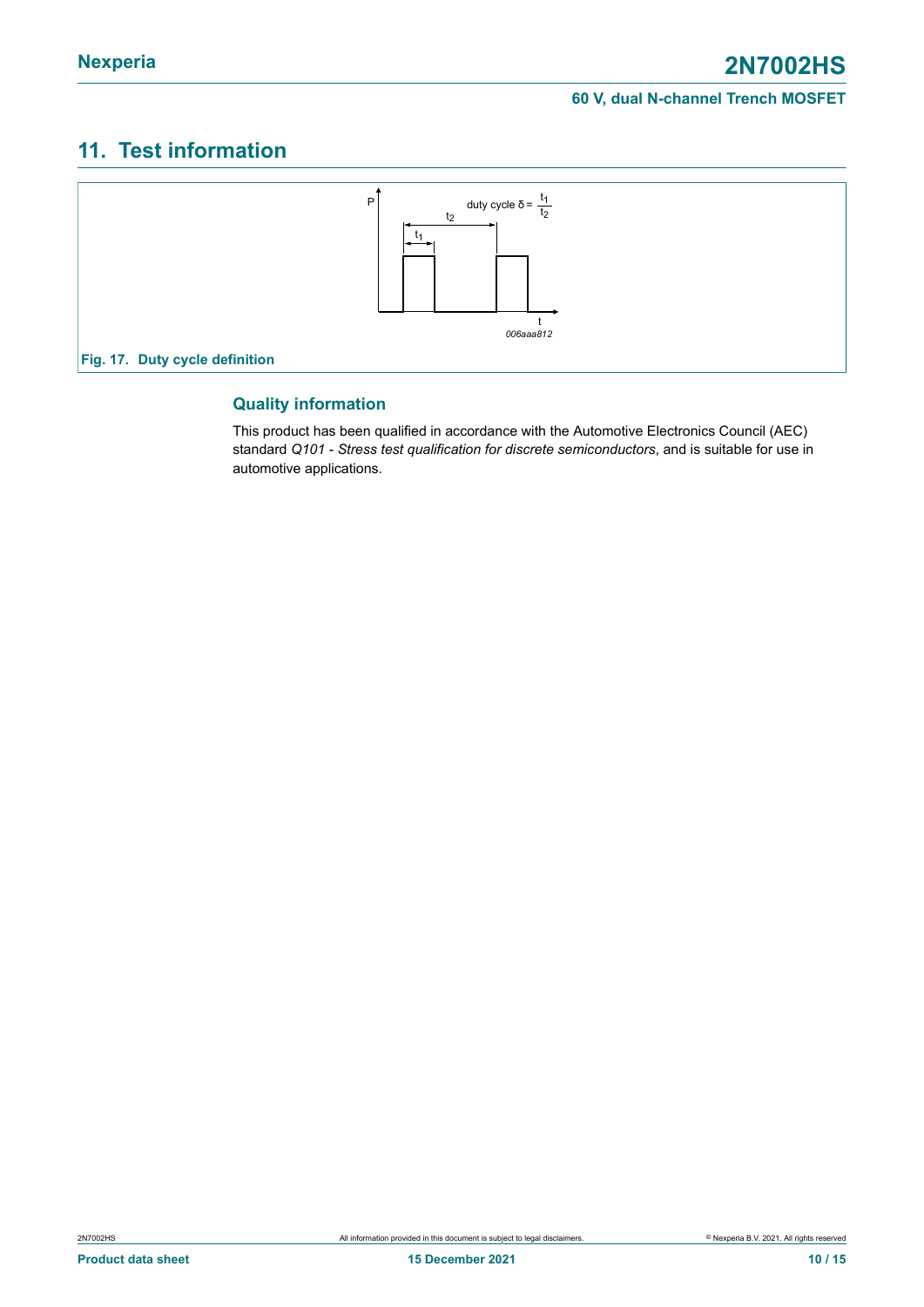## 11. Test information

duty cycle $\delta = \frac{t_1}{t_2}$

Fig. 17. Duty cycle definition

### Quality information

This product has been qualified in accordance with the Automotive Electronics Council (AEC) standard *Q101 - Stress test qualification for discrete semiconductors*, and is suitable for use in automotive applications.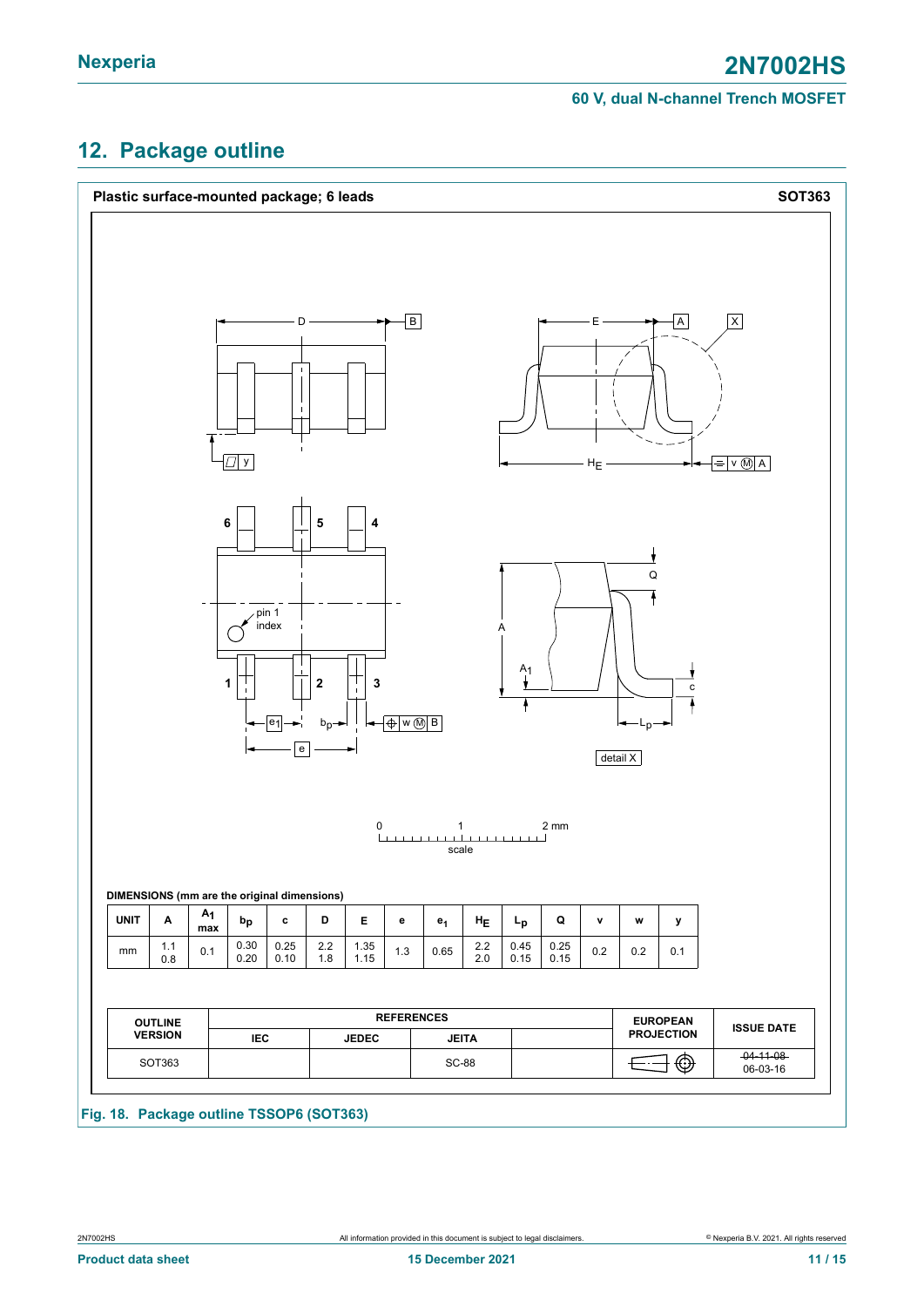## 12. Package outline

**Plastic surface-mounted package; 6 leads** **SOT363**

D B E A X HE v M A y 6 5 4 pin 1 index 1 2 3 e1 bp w M B e Q A A1 c Lp detail X

0 1 2 mm
scale

**DIMENSIONS (mm are the original dimensions)**

| UNIT | A | $A_1$ max | $b_p$ | c | D | E | e | $e_1$ | $H_E$ | $L_p$ | Q | v | w | y |
|---|---|---|---|---|---|---|---|---|---|---|---|---|---|---|
| mm | 1.1<br>0.8 | 0.1 | 0.30<br>0.20 | 0.25<br>0.10 | 2.2<br>1.8 | 1.35<br>1.15 | 1.3 | 0.65 | 2.2<br>2.0 | 0.45<br>0.15 | 0.25<br>0.15 | 0.2 | 0.2 | 0.1 |

| OUTLINE VERSION | REFERENCES | | | | EUROPEAN PROJECTION | ISSUE DATE |
|---|---|---|---|---|---|---|
| | IEC | JEDEC | JEITA | | | |
| SOT363 | | | SC-88 | | | ~~04-11-08~~<br>06-03-16 |

**Fig. 18. Package outline TSSOP6 (SOT363)**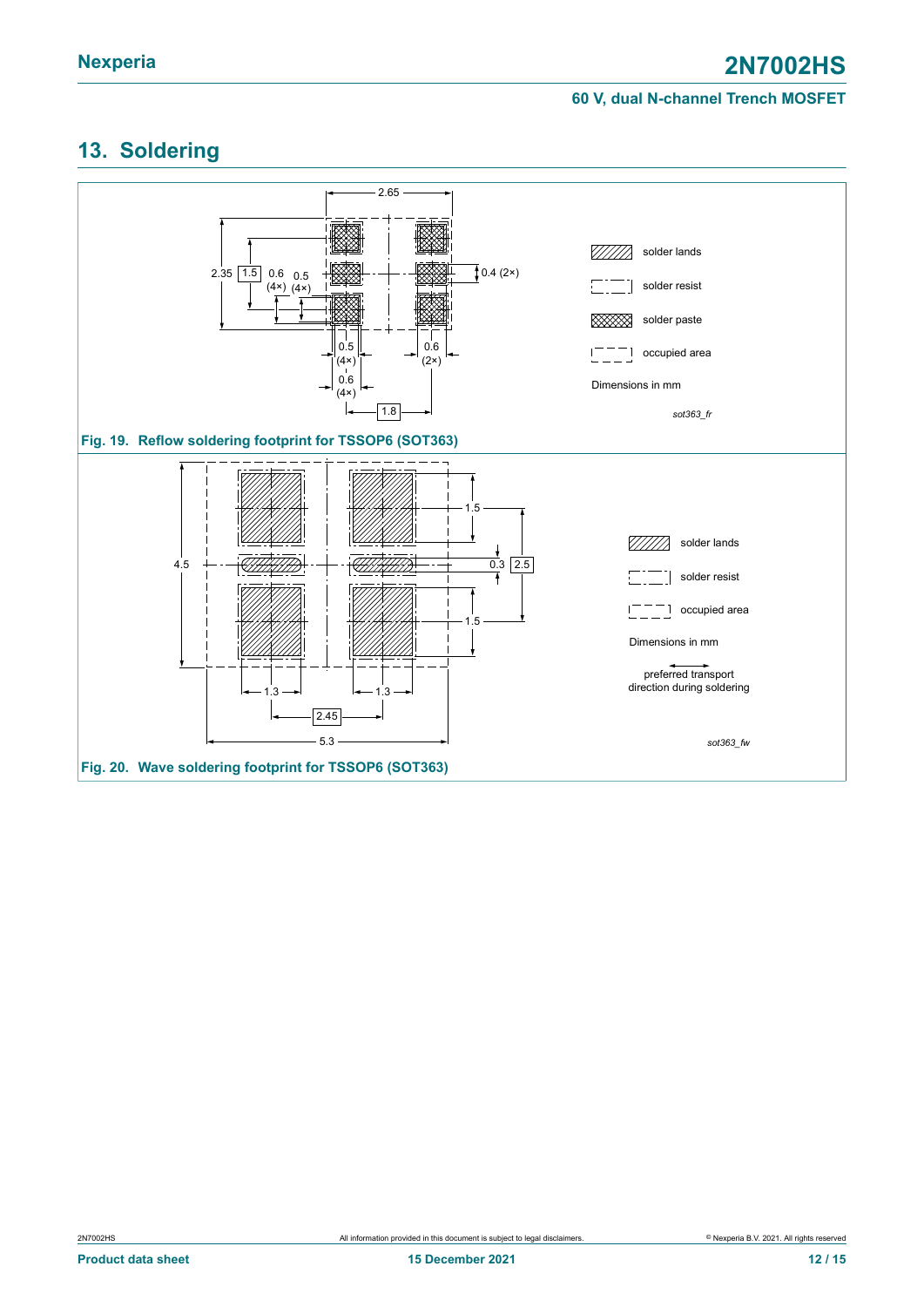## 13. Soldering

2.65

2.35 1.5 0.6 (4×) 0.5 (4×)

0.4 (2×)

0.5 (4×)

0.6 (4×)

0.6 (2×)

1.8

solder lands

solder resist

solder paste

occupied area

Dimensions in mm

*sot363_fr*

**Fig. 19. Reflow soldering footprint for TSSOP6 (SOT363)**

4.5

1.5

0.3 2.5

1.5

1.3 1.3

2.45

5.3

solder lands

solder resist

occupied area

Dimensions in mm

preferred transport direction during soldering

*sot363_fw*

**Fig. 20. Wave soldering footprint for TSSOP6 (SOT363)**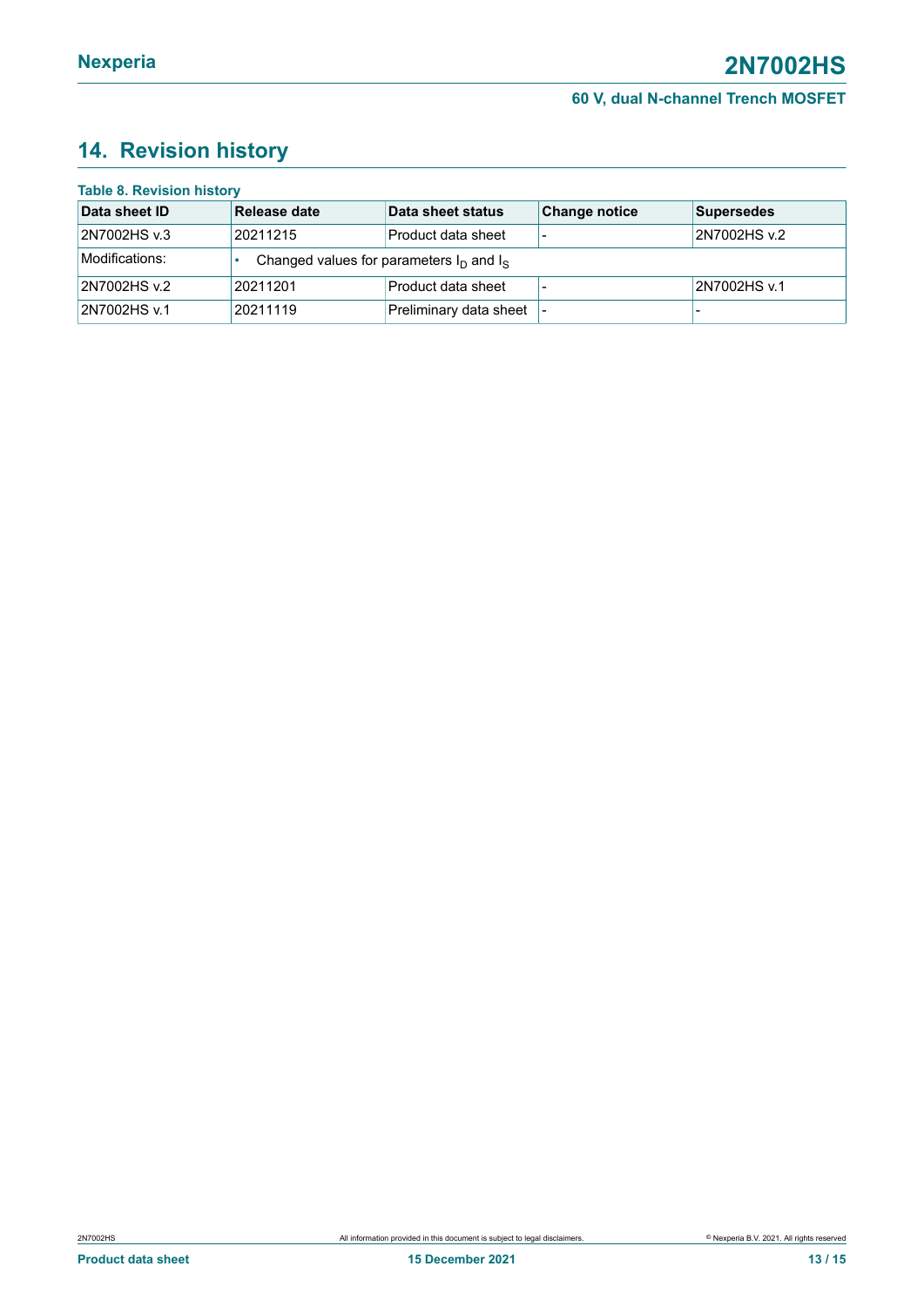## 14. Revision history

**Table 8. Revision history**

| Data sheet ID | Release date | Data sheet status | Change notice | Supersedes |
|---|---|---|---|---|
| 2N7002HS v.3 | 20211215 | Product data sheet | - | 2N7002HS v.2 |
| Modifications: | • Changed values for parameters $I_D$ and $I_S$ | | | |
| 2N7002HS v.2 | 20211201 | Product data sheet | - | 2N7002HS v.1 |
| 2N7002HS v.1 | 20211119 | Preliminary data sheet | - | - |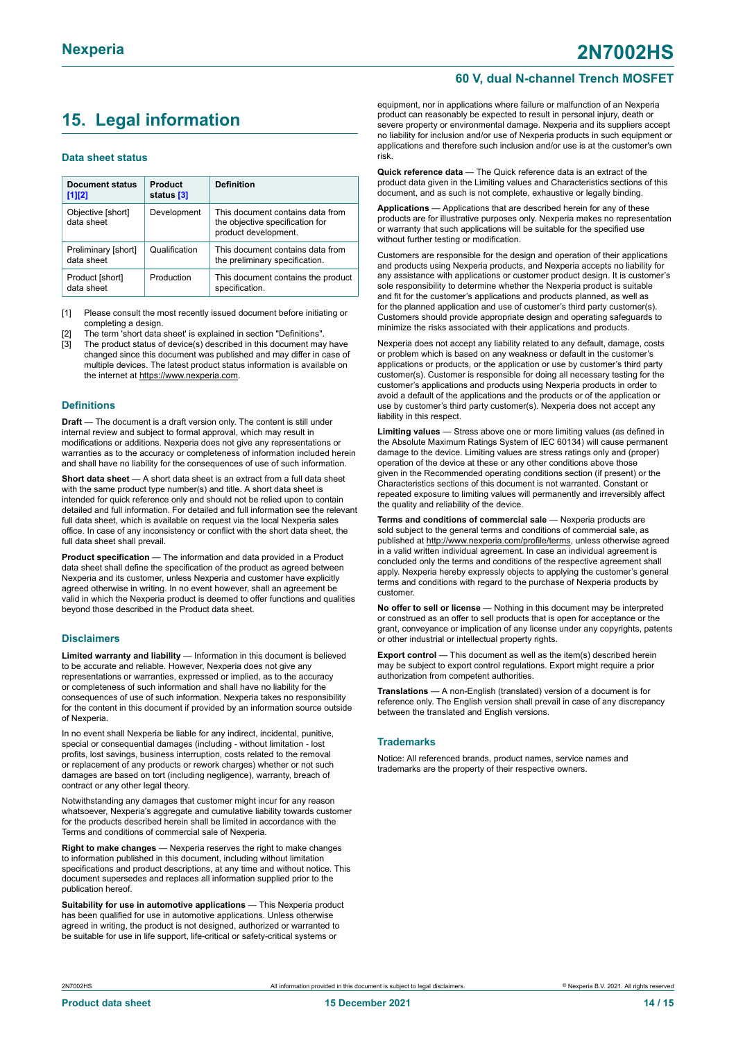## 15. Legal information

### Data sheet status

| Document status [1][2] | Product status [3] | Definition |
| --- | --- | --- |
| Objective [short] data sheet | Development | This document contains data from the objective specification for product development. |
| Preliminary [short] data sheet | Qualification | This document contains data from the preliminary specification. |
| Product [short] data sheet | Production | This document contains the product specification. |

[1] Please consult the most recently issued document before initiating or completing a design.
[2] The term 'short data sheet' is explained in section "Definitions".
[3] The product status of device(s) described in this document may have changed since this document was published and may differ in case of multiple devices. The latest product status information is available on the internet at https://www.nexperia.com.

### Definitions

**Draft** — The document is a draft version only. The content is still under internal review and subject to formal approval, which may result in modifications or additions. Nexperia does not give any representations or warranties as to the accuracy or completeness of information included herein and shall have no liability for the consequences of use of such information.

**Short data sheet** — A short data sheet is an extract from a full data sheet with the same product type number(s) and title. A short data sheet is intended for quick reference only and should not be relied upon to contain detailed and full information. For detailed and full information see the relevant full data sheet, which is available on request via the local Nexperia sales office. In case of any inconsistency or conflict with the short data sheet, the full data sheet shall prevail.

**Product specification** — The information and data provided in a Product data sheet shall define the specification of the product as agreed between Nexperia and its customer, unless Nexperia and customer have explicitly agreed otherwise in writing. In no event however, shall an agreement be valid in which the Nexperia product is deemed to offer functions and qualities beyond those described in the Product data sheet.

### Disclaimers

**Limited warranty and liability** — Information in this document is believed to be accurate and reliable. However, Nexperia does not give any representations or warranties, expressed or implied, as to the accuracy or completeness of such information and shall have no liability for the consequences of use of such information. Nexperia takes no responsibility for the content in this document if provided by an information source outside of Nexperia.

In no event shall Nexperia be liable for any indirect, incidental, punitive, special or consequential damages (including - without limitation - lost profits, lost savings, business interruption, costs related to the removal or replacement of any products or rework charges) whether or not such damages are based on tort (including negligence), warranty, breach of contract or any other legal theory.

Notwithstanding any damages that customer might incur for any reason whatsoever, Nexperia's aggregate and cumulative liability towards customer for the products described herein shall be limited in accordance with the Terms and conditions of commercial sale of Nexperia.

**Right to make changes** — Nexperia reserves the right to make changes to information published in this document, including without limitation specifications and product descriptions, at any time and without notice. This document supersedes and replaces all information supplied prior to the publication hereof.

**Suitability for use in automotive applications** — This Nexperia product has been qualified for use in automotive applications. Unless otherwise agreed in writing, the product is not designed, authorized or warranted to be suitable for use in life support, life-critical or safety-critical systems or equipment, nor in applications where failure or malfunction of an Nexperia product can reasonably be expected to result in personal injury, death or severe property or environmental damage. Nexperia and its suppliers accept no liability for inclusion and/or use of Nexperia products in such equipment or applications and therefore such inclusion and/or use is at the customer's own risk.

**Quick reference data** — The Quick reference data is an extract of the product data given in the Limiting values and Characteristics sections of this document, and as such is not complete, exhaustive or legally binding.

**Applications** — Applications that are described herein for any of these products are for illustrative purposes only. Nexperia makes no representation or warranty that such applications will be suitable for the specified use without further testing or modification.

Customers are responsible for the design and operation of their applications and products using Nexperia products, and Nexperia accepts no liability for any assistance with applications or customer product design. It is customer's sole responsibility to determine whether the Nexperia product is suitable and fit for the customer's applications and products planned, as well as for the planned application and use of customer's third party customer(s). Customers should provide appropriate design and operating safeguards to minimize the risks associated with their applications and products.

Nexperia does not accept any liability related to any default, damage, costs or problem which is based on any weakness or default in the customer's applications or products, or the application or use by customer's third party customer(s). Customer is responsible for doing all necessary testing for the customer's applications and products using Nexperia products in order to avoid a default of the applications and the products or of the application or use by customer's third party customer(s). Nexperia does not accept any liability in this respect.

**Limiting values** — Stress above one or more limiting values (as defined in the Absolute Maximum Ratings System of IEC 60134) will cause permanent damage to the device. Limiting values are stress ratings only and (proper) operation of the device at these or any other conditions above those given in the Recommended operating conditions section (if present) or the Characteristics sections of this document is not warranted. Constant or repeated exposure to limiting values will permanently and irreversibly affect the quality and reliability of the device.

**Terms and conditions of commercial sale** — Nexperia products are sold subject to the general terms and conditions of commercial sale, as published at http://www.nexperia.com/profile/terms, unless otherwise agreed in a valid written individual agreement. In case an individual agreement is concluded only the terms and conditions of the respective agreement shall apply. Nexperia hereby expressly objects to applying the customer's general terms and conditions with regard to the purchase of Nexperia products by customer.

**No offer to sell or license** — Nothing in this document may be interpreted or construed as an offer to sell products that is open for acceptance or the grant, conveyance or implication of any license under any copyrights, patents or other industrial or intellectual property rights.

**Export control** — This document as well as the item(s) described herein may be subject to export control regulations. Export might require a prior authorization from competent authorities.

**Translations** — A non-English (translated) version of a document is for reference only. The English version shall prevail in case of any discrepancy between the translated and English versions.

### Trademarks

Notice: All referenced brands, product names, service names and trademarks are the property of their respective owners.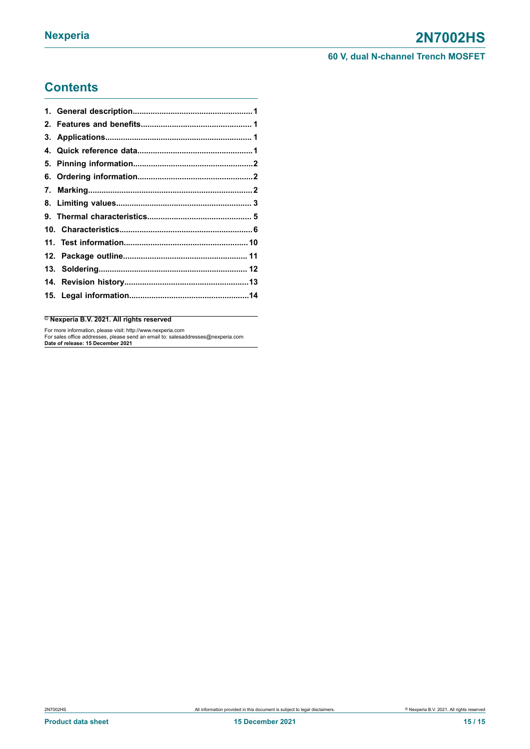## Contents

1. General description..................................................... 1
2. Features and benefits................................................. 1
3. Applications................................................................ 1
4. Quick reference data................................................... 1
5. Pinning information..................................................... 2
6. Ordering information................................................... 2
7. Marking......................................................................... 2
8. Limiting values............................................................ 3
9. Thermal characteristics.............................................. 5
10. Characteristics........................................................... 6
11. Test information....................................................... 10
12. Package outline........................................................ 11
13. Soldering.................................................................. 12
14. Revision history....................................................... 13
15. Legal information..................................................... 14

**© Nexperia B.V. 2021. All rights reserved**

For more information, please visit: http://www.nexperia.com
For sales office addresses, please send an email to: salesaddresses@nexperia.com
**Date of release: 15 December 2021**